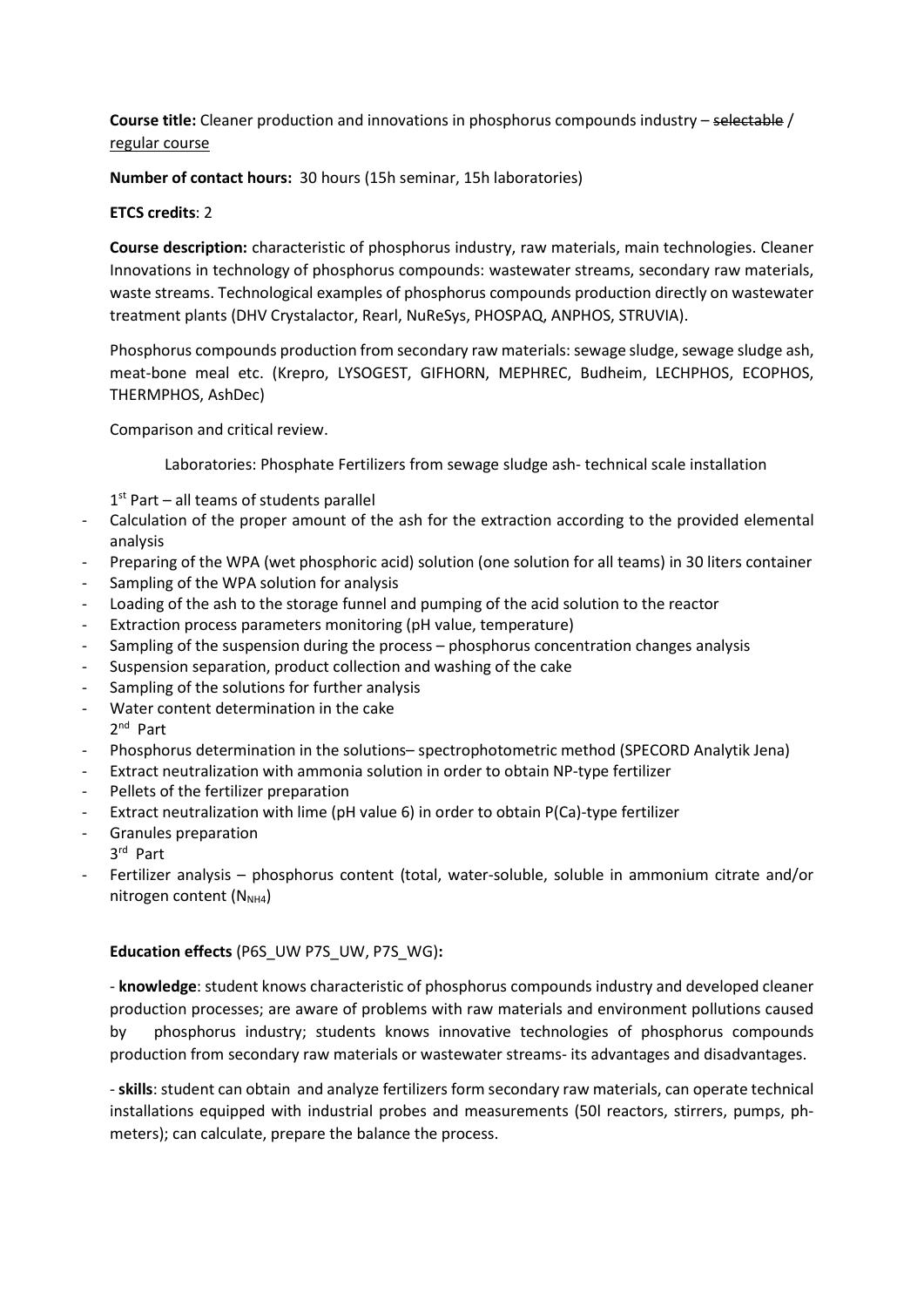**Course title:** Cleaner production and innovations in phosphorus compounds industry – ~~selectable~~ / <u>regular course</u>

**Number of contact hours:** 30 hours (15h seminar, 15h laboratories)

**ETCS credits**: 2

**Course description:** characteristic of phosphorus industry, raw materials, main technologies. Cleaner Innovations in technology of phosphorus compounds: wastewater streams, secondary raw materials, waste streams. Technological examples of phosphorus compounds production directly on wastewater treatment plants (DHV Crystalactor, Rearl, NuReSys, PHOSPAQ, ANPHOS, STRUVIA).

Phosphorus compounds production from secondary raw materials: sewage sludge, sewage sludge ash, meat-bone meal etc. (Krepro, LYSOGEST, GIFHORN, MEPHREC, Budheim, LECHPHOS, ECOPHOS, THERMPHOS, AshDec)

Comparison and critical review.

Laboratories: Phosphate Fertilizers from sewage sludge ash- technical scale installation

1st Part – all teams of students parallel

- Calculation of the proper amount of the ash for the extraction according to the provided elemental analysis
- Preparing of the WPA (wet phosphoric acid) solution (one solution for all teams) in 30 liters container
- Sampling of the WPA solution for analysis
- Loading of the ash to the storage funnel and pumping of the acid solution to the reactor
- Extraction process parameters monitoring (pH value, temperature)
- Sampling of the suspension during the process – phosphorus concentration changes analysis
- Suspension separation, product collection and washing of the cake
- Sampling of the solutions for further analysis
- Water content determination in the cake

2nd Part

- Phosphorus determination in the solutions– spectrophotometric method (SPECORD Analytik Jena)
- Extract neutralization with ammonia solution in order to obtain NP-type fertilizer
- Pellets of the fertilizer preparation
- Extract neutralization with lime (pH value 6) in order to obtain P(Ca)-type fertilizer
- Granules preparation

3rd Part

- Fertilizer analysis – phosphorus content (total, water-soluble, soluble in ammonium citrate and/or nitrogen content ($N_{NH4}$)

**Education effects** (P6S_UW P7S_UW, P7S_WG)**:**

- **knowledge**: student knows characteristic of phosphorus compounds industry and developed cleaner production processes; are aware of problems with raw materials and environment pollutions caused by phosphorus industry; students knows innovative technologies of phosphorus compounds production from secondary raw materials or wastewater streams- its advantages and disadvantages.

- **skills**: student can obtain and analyze fertilizers form secondary raw materials, can operate technical installations equipped with industrial probes and measurements (50l reactors, stirrers, pumps, ph-meters); can calculate, prepare the balance the process.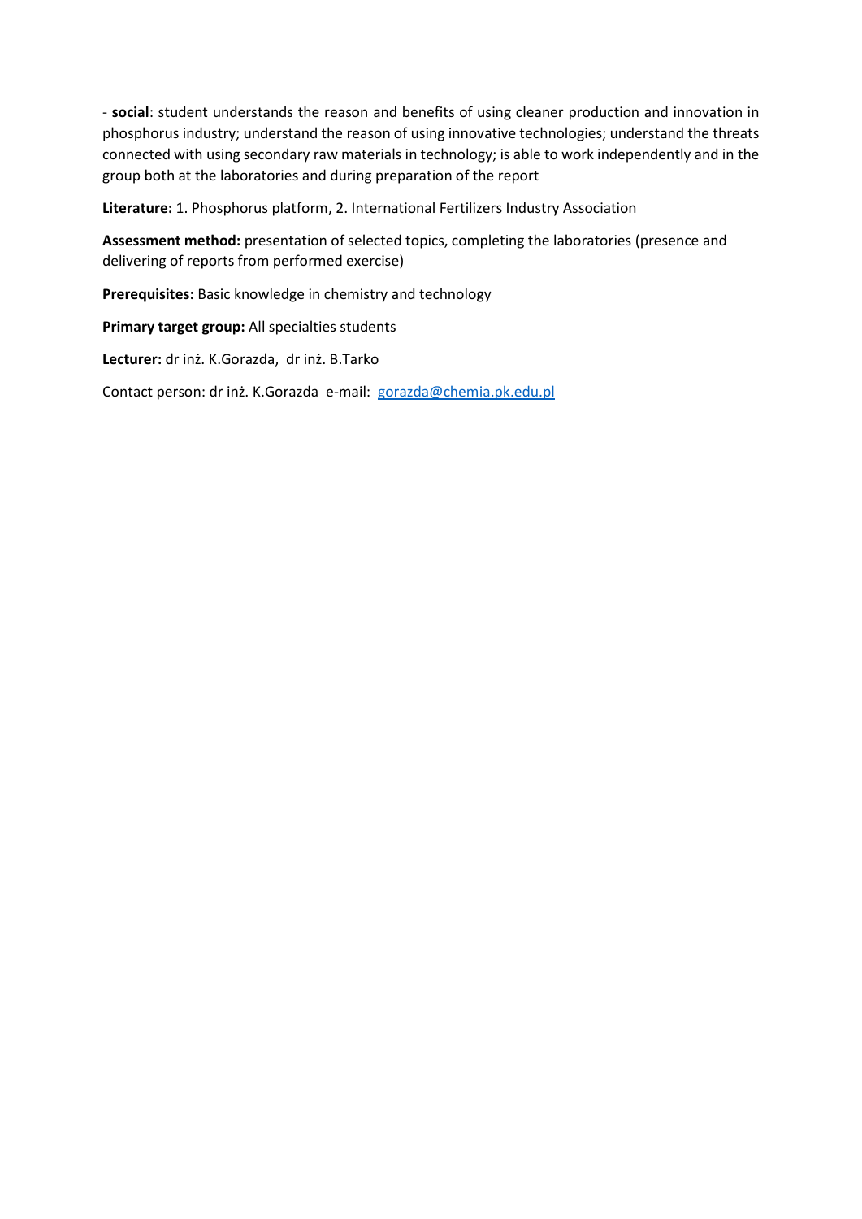- **social**: student understands the reason and benefits of using cleaner production and innovation in phosphorus industry; understand the reason of using innovative technologies; understand the threats connected with using secondary raw materials in technology; is able to work independently and in the group both at the laboratories and during preparation of the report

**Literature:** 1. Phosphorus platform, 2. International Fertilizers Industry Association

**Assessment method:** presentation of selected topics, completing the laboratories (presence and delivering of reports from performed exercise)

**Prerequisites:** Basic knowledge in chemistry and technology

**Primary target group:** All specialties students

**Lecturer:** dr inż. K.Gorazda, dr inż. B.Tarko

Contact person: dr inż. K.Gorazda e-mail: gorazda@chemia.pk.edu.pl